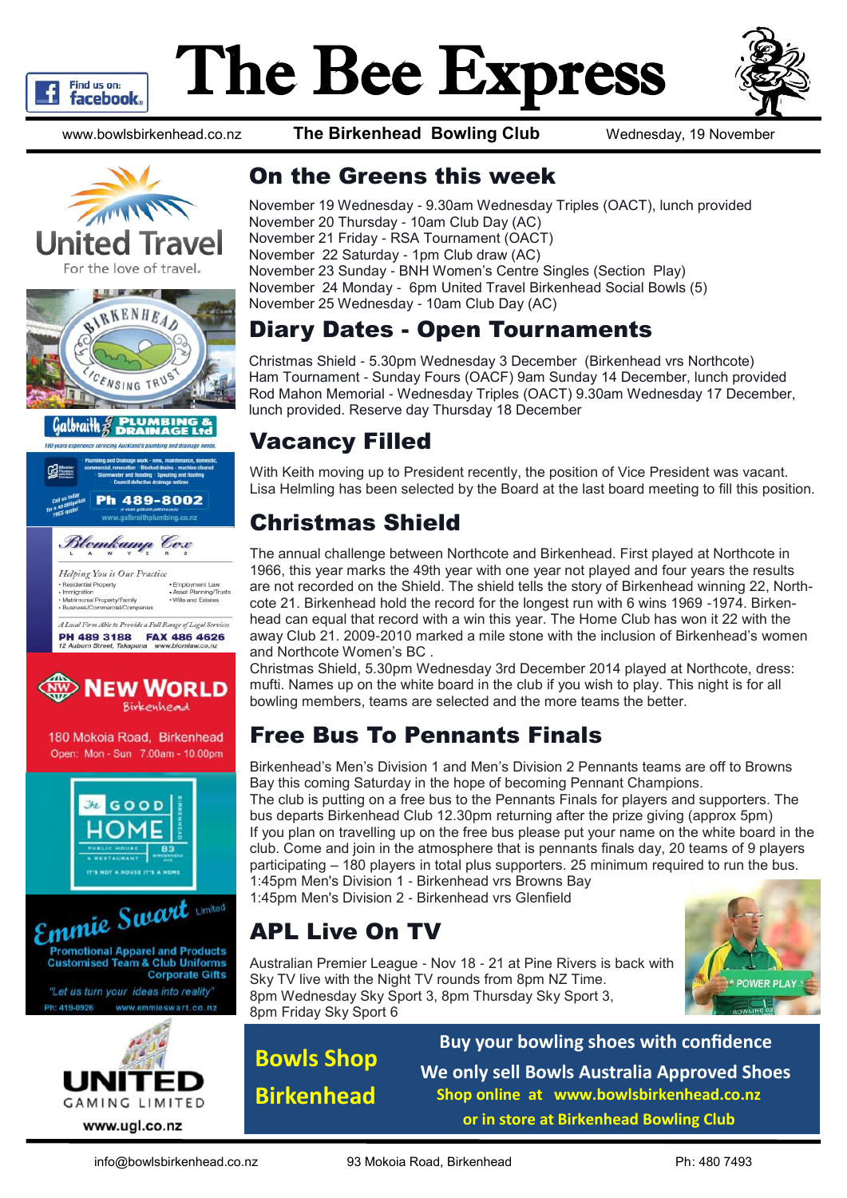# The Bee Express

www.bowlsbirkenhead.co.nz — **The Birkenhead Bowling Club** — Wednesday, 19 November

## On the Greens this week

November 19 Wednesday - 9.30am Wednesday Triples (OACT), lunch provided
November 20 Thursday - 10am Club Day (AC)
November 21 Friday - RSA Tournament (OACT)
November 22 Saturday - 1pm Club draw (AC)
November 23 Sunday - BNH Women's Centre Singles (Section Play)
November 24 Monday - 6pm United Travel Birkenhead Social Bowls (5)
November 25 Wednesday - 10am Club Day (AC)

## Diary Dates - Open Tournaments

Christmas Shield - 5.30pm Wednesday 3 December (Birkenhead vrs Northcote)
Ham Tournament - Sunday Fours (OACF) 9am Sunday 14 December, lunch provided
Rod Mahon Memorial - Wednesday Triples (OACT) 9.30am Wednesday 17 December, lunch provided. Reserve day Thursday 18 December

## Vacancy Filled

With Keith moving up to President recently, the position of Vice President was vacant. Lisa Helmling has been selected by the Board at the last board meeting to fill this position.

## Christmas Shield

The annual challenge between Northcote and Birkenhead. First played at Northcote in 1966, this year marks the 49th year with one year not played and four years the results are not recorded on the Shield. The shield tells the story of Birkenhead winning 22, Northcote 21. Birkenhead hold the record for the longest run with 6 wins 1969 -1974. Birkenhead can equal that record with a win this year. The Home Club has won it 22 with the away Club 21. 2009-2010 marked a mile stone with the inclusion of Birkenhead's women and Northcote Women's BC .

Christmas Shield, 5.30pm Wednesday 3rd December 2014 played at Northcote, dress: mufti. Names up on the white board in the club if you wish to play. This night is for all bowling members, teams are selected and the more teams the better.

## Free Bus To Pennants Finals

Birkenhead's Men's Division 1 and Men's Division 2 Pennants teams are off to Browns Bay this coming Saturday in the hope of becoming Pennant Champions.

The club is putting on a free bus to the Pennants Finals for players and supporters. The bus departs Birkenhead Club 12.30pm returning after the prize giving (approx 5pm)

If you plan on travelling up on the free bus please put your name on the white board in the club. Come and join in the atmosphere that is pennants finals day, 20 teams of 9 players participating – 180 players in total plus supporters. 25 minimum required to run the bus.

1:45pm Men's Division 1 - Birkenhead vrs Browns Bay
1:45pm Men's Division 2 - Birkenhead vrs Glenfield

## APL Live On TV

Australian Premier League - Nov 18 - 21 at Pine Rivers is back with Sky TV live with the Night TV rounds from 8pm NZ Time.
8pm Wednesday Sky Sport 3, 8pm Thursday Sky Sport 3,
8pm Friday Sky Sport 6

**Bowls Shop Birkenhead**

**Buy your bowling shoes with confidence**
**We only sell Bowls Australia Approved Shoes**
**Shop online at www.bowlsbirkenhead.co.nz**
**or in store at Birkenhead Bowling Club**

United Travel — For the love of travel.

Birkenhead Licensing Trust

Galbraith Plumbing & Drainage Ltd — 100 years experience servicing Auckland's plumbing and drainage needs. Plumbing and Drainage work - new, maintenance, domestic, commercial, renovation · Blocked drains · machine cleared · Stormwater and flooding · Spouting and Roofing · Council defective drainage notices. Call us today for a no obligation FREE quote. Ph 489-8002 — www.galbraithplumbing.co.nz

Blomkamp Cox Lawyers — Helping You is Our Practice
- Residential Property
- Immigration
- Matrimonial Property/Family
- Business/Commercial/Companies
- Employment Law
- Asset Planning/Trusts
- Wills and Estates

A Local Firm Able to Provide a Full Range of Legal Services. PH 489 3188 FAX 486 4626 — 12 Auburn Street, Takapuna — www.blomlaw.co.nz

New World Birkenhead — 180 Mokoia Road, Birkenhead — Open: Mon - Sun 7.00am - 10.00pm

The Good Home — Public House & Restaurant — 83 Birkenhead Ave — It's not a house it's a home

Emmie Swart Limited — Promotional Apparel and Products, Customised Team & Club Uniforms, Corporate Gifts. "Let us turn your ideas into reality" Ph: 419-0926 www.emmieswart.co.nz

United Gaming Limited — www.ugl.co.nz

info@bowlsbirkenhead.co.nz — 93 Mokoia Road, Birkenhead — Ph: 480 7493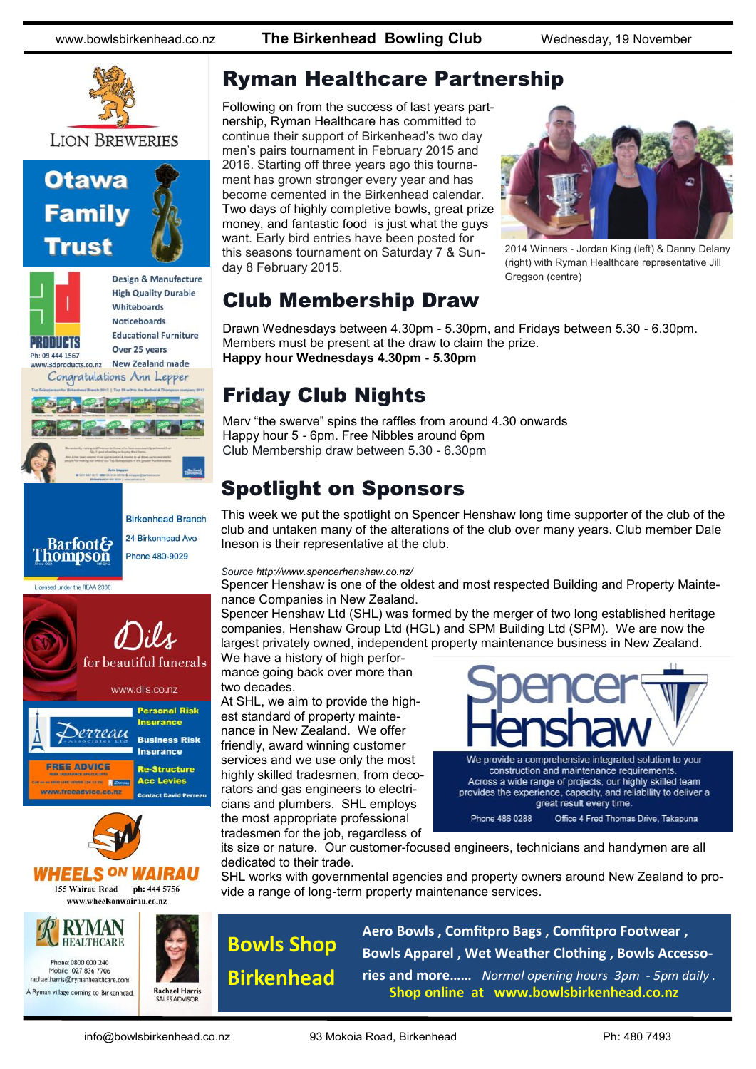## Ryman Healthcare Partnership

Following on from the success of last years partnership, Ryman Healthcare has committed to continue their support of Birkenhead's two day men's pairs tournament in February 2015 and 2016. Starting off three years ago this tournament has grown stronger every year and has become cemented in the Birkenhead calendar. Two days of highly completive bowls, great prize money, and fantastic food is just what the guys want. Early bird entries have been posted for this seasons tournament on Saturday 7 & Sunday 8 February 2015.

2014 Winners - Jordan King (left) & Danny Delany (right) with Ryman Healthcare representative Jill Gregson (centre)

## Club Membership Draw

Drawn Wednesdays between 4.30pm - 5.30pm, and Fridays between 5.30 - 6.30pm. Members must be present at the draw to claim the prize.
**Happy hour Wednesdays 4.30pm - 5.30pm**

## Friday Club Nights

Merv "the swerve" spins the raffles from around 4.30 onwards
Happy hour 5 - 6pm. Free Nibbles around 6pm
Club Membership draw between 5.30 - 6.30pm

## Spotlight on Sponsors

This week we put the spotlight on Spencer Henshaw long time supporter of the club of the club and untaken many of the alterations of the club over many years. Club member Dale Ineson is their representative at the club.

*Source http://www.spencerhenshaw.co.nz/*

Spencer Henshaw is one of the oldest and most respected Building and Property Maintenance Companies in New Zealand.

Spencer Henshaw Ltd (SHL) was formed by the merger of two long established heritage companies, Henshaw Group Ltd (HGL) and SPM Building Ltd (SPM). We are now the largest privately owned, independent property maintenance business in New Zealand.

We have a history of high performance going back over more than two decades.

At SHL, we aim to provide the highest standard of property maintenance in New Zealand. We offer friendly, award winning customer services and we use only the most highly skilled tradesmen, from decorators and gas engineers to electricians and plumbers. SHL employs the most appropriate professional tradesmen for the job, regardless of its size or nature. Our customer-focused engineers, technicians and handymen are all dedicated to their trade.

SHL works with governmental agencies and property owners around New Zealand to provide a range of long-term property maintenance services.

Spencer Henshaw
We provide a comprehensive integrated solution to your construction and maintenance requirements. Across a wide range of projects, our highly skilled team provides the experience, capacity, and reliability to deliver a great result every time.
Phone 486 0288 Office 4 Fred Thomas Drive, Takapuna

**Bowls Shop Birkenhead**

**Aero Bowls , Comfitpro Bags , Comfitpro Footwear , Bowls Apparel , Wet Weather Clothing , Bowls Accessories and more……** *Normal opening hours 3pm - 5pm daily .*
**Shop online at www.bowlsbirkenhead.co.nz**

LION BREWERIES

Otawa Family Trust

3D PRODUCTS — Design & Manufacture, High Quality Durable, Whiteboards, Noticeboards, Educational Furniture, Over 25 years, New Zealand made. Ph: 09 444 1567 www.3dproducts.co.nz

Congratulations Ann Lepper

Barfoot & Thompson — Birkenhead Branch, 24 Birkenhead Ave, Phone 480-9029. Licensed under the REAA 2008

Dils for beautiful funerals — www.dils.co.nz

Perreau Associates Ltd — Personal Risk Insurance, Business Risk Insurance, Re-Structure Acc Levies. FREE ADVICE www.freeadvice.co.nz Contact David Perreau

WHEELS ON WAIRAU — 155 Wairau Road ph: 444 5756 www.wheelsonwairau.co.nz

RYMAN HEALTHCARE — Phone: 0800 000 240 Mobile: 027 836 7706 rachaelharris@rymanhealthcare.com A Ryman village coming to Birkenhead. Rachael Harris SALES ADVISOR